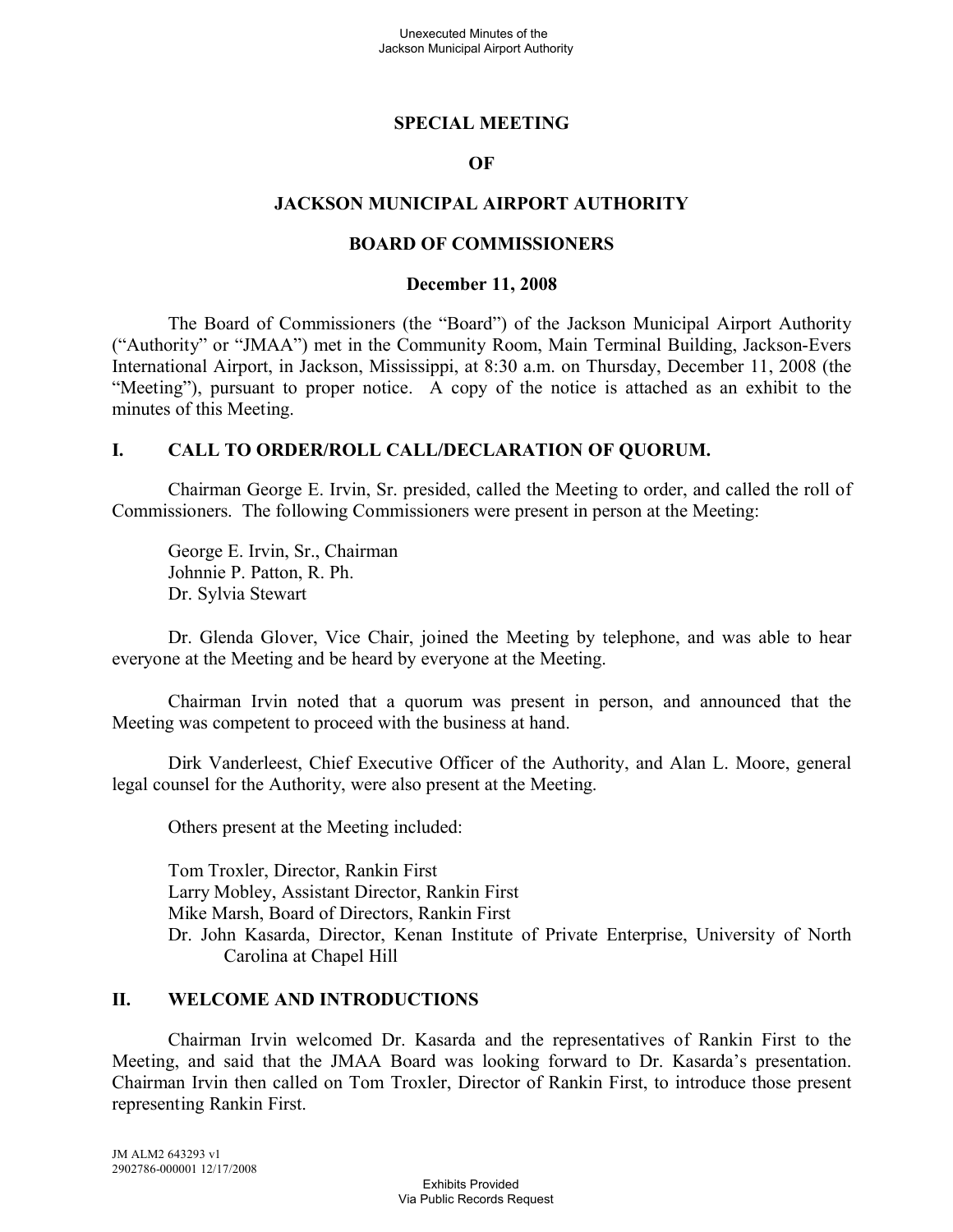# SPECIAL MEETING

# OF

# JACKSON MUNICIPAL AIRPORT AUTHORITY

# BOARD OF COMMISSIONERS

**December 11, 2008**

The Board of Commissioners (the "Board") of the Jackson Municipal Airport Authority ("Authority" or "JMAA") met in the Community Room, Main Terminal Building, Jackson-Evers International Airport, in Jackson, Mississippi, at 8:30 a.m. on Thursday, December 11, 2008 (the "Meeting"), pursuant to proper notice. A copy of the notice is attached as an exhibit to the minutes of this Meeting.

## I. CALL TO ORDER/ROLL CALL/DECLARATION OF QUORUM.

Chairman George E. Irvin, Sr. presided, called the Meeting to order, and called the roll of Commissioners. The following Commissioners were present in person at the Meeting:

George E. Irvin, Sr., Chairman
Johnnie P. Patton, R. Ph.
Dr. Sylvia Stewart

Dr. Glenda Glover, Vice Chair, joined the Meeting by telephone, and was able to hear everyone at the Meeting and be heard by everyone at the Meeting.

Chairman Irvin noted that a quorum was present in person, and announced that the Meeting was competent to proceed with the business at hand.

Dirk Vanderleest, Chief Executive Officer of the Authority, and Alan L. Moore, general legal counsel for the Authority, were also present at the Meeting.

Others present at the Meeting included:

Tom Troxler, Director, Rankin First
Larry Mobley, Assistant Director, Rankin First
Mike Marsh, Board of Directors, Rankin First
Dr. John Kasarda, Director, Kenan Institute of Private Enterprise, University of North Carolina at Chapel Hill

## II. WELCOME AND INTRODUCTIONS

Chairman Irvin welcomed Dr. Kasarda and the representatives of Rankin First to the Meeting, and said that the JMAA Board was looking forward to Dr. Kasarda's presentation. Chairman Irvin then called on Tom Troxler, Director of Rankin First, to introduce those present representing Rankin First.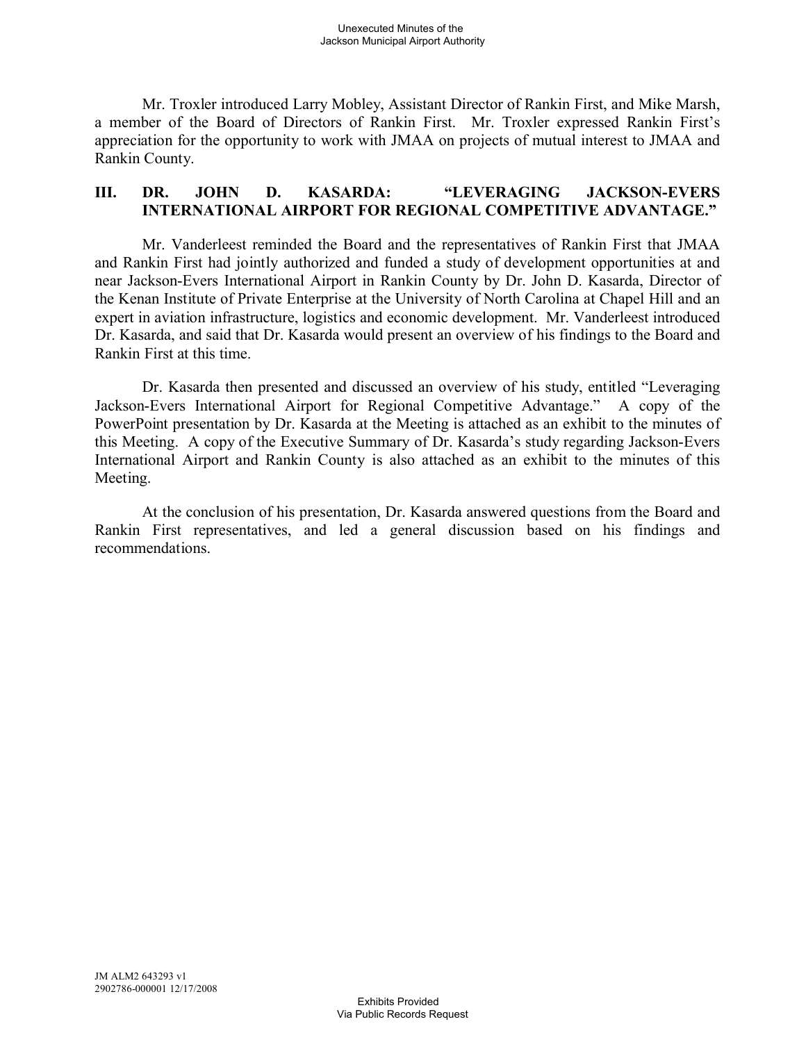Mr. Troxler introduced Larry Mobley, Assistant Director of Rankin First, and Mike Marsh, a member of the Board of Directors of Rankin First. Mr. Troxler expressed Rankin First's appreciation for the opportunity to work with JMAA on projects of mutual interest to JMAA and Rankin County.

## III. DR. JOHN D. KASARDA: "LEVERAGING JACKSON-EVERS INTERNATIONAL AIRPORT FOR REGIONAL COMPETITIVE ADVANTAGE."

Mr. Vanderleest reminded the Board and the representatives of Rankin First that JMAA and Rankin First had jointly authorized and funded a study of development opportunities at and near Jackson-Evers International Airport in Rankin County by Dr. John D. Kasarda, Director of the Kenan Institute of Private Enterprise at the University of North Carolina at Chapel Hill and an expert in aviation infrastructure, logistics and economic development. Mr. Vanderleest introduced Dr. Kasarda, and said that Dr. Kasarda would present an overview of his findings to the Board and Rankin First at this time.

Dr. Kasarda then presented and discussed an overview of his study, entitled "Leveraging Jackson-Evers International Airport for Regional Competitive Advantage." A copy of the PowerPoint presentation by Dr. Kasarda at the Meeting is attached as an exhibit to the minutes of this Meeting. A copy of the Executive Summary of Dr. Kasarda's study regarding Jackson-Evers International Airport and Rankin County is also attached as an exhibit to the minutes of this Meeting.

At the conclusion of his presentation, Dr. Kasarda answered questions from the Board and Rankin First representatives, and led a general discussion based on his findings and recommendations.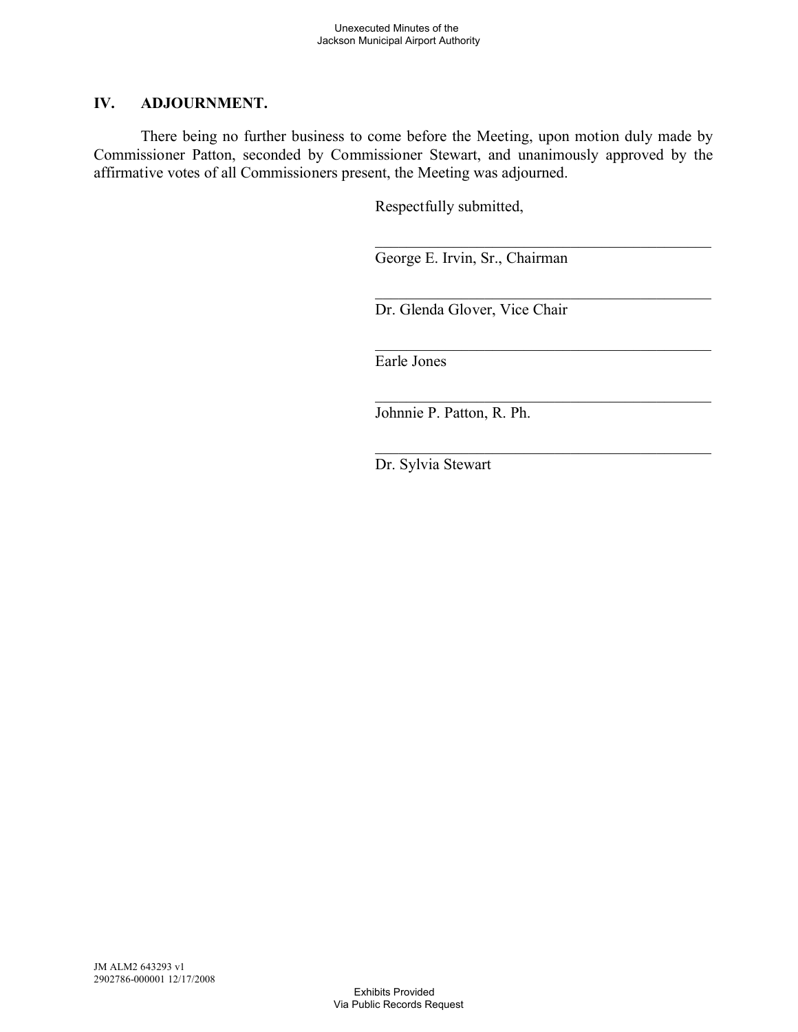## IV. ADJOURNMENT.

There being no further business to come before the Meeting, upon motion duly made by Commissioner Patton, seconded by Commissioner Stewart, and unanimously approved by the affirmative votes of all Commissioners present, the Meeting was adjourned.

Respectfully submitted,

\_\_\_\_\_\_\_\_\_\_\_\_\_\_\_\_\_\_\_\_\_\_\_\_\_\_\_\_\_\_\_\_\_\_\_\_\_\_\_\_\_\_\_

George E. Irvin, Sr., Chairman

\_\_\_\_\_\_\_\_\_\_\_\_\_\_\_\_\_\_\_\_\_\_\_\_\_\_\_\_\_\_\_\_\_\_\_\_\_\_\_\_\_\_\_

Dr. Glenda Glover, Vice Chair

\_\_\_\_\_\_\_\_\_\_\_\_\_\_\_\_\_\_\_\_\_\_\_\_\_\_\_\_\_\_\_\_\_\_\_\_\_\_\_\_\_\_\_

Earle Jones

\_\_\_\_\_\_\_\_\_\_\_\_\_\_\_\_\_\_\_\_\_\_\_\_\_\_\_\_\_\_\_\_\_\_\_\_\_\_\_\_\_\_\_

Johnnie P. Patton, R. Ph.

\_\_\_\_\_\_\_\_\_\_\_\_\_\_\_\_\_\_\_\_\_\_\_\_\_\_\_\_\_\_\_\_\_\_\_\_\_\_\_\_\_\_\_

Dr. Sylvia Stewart

JM ALM2 643293 v1
2902786-000001 12/17/2008